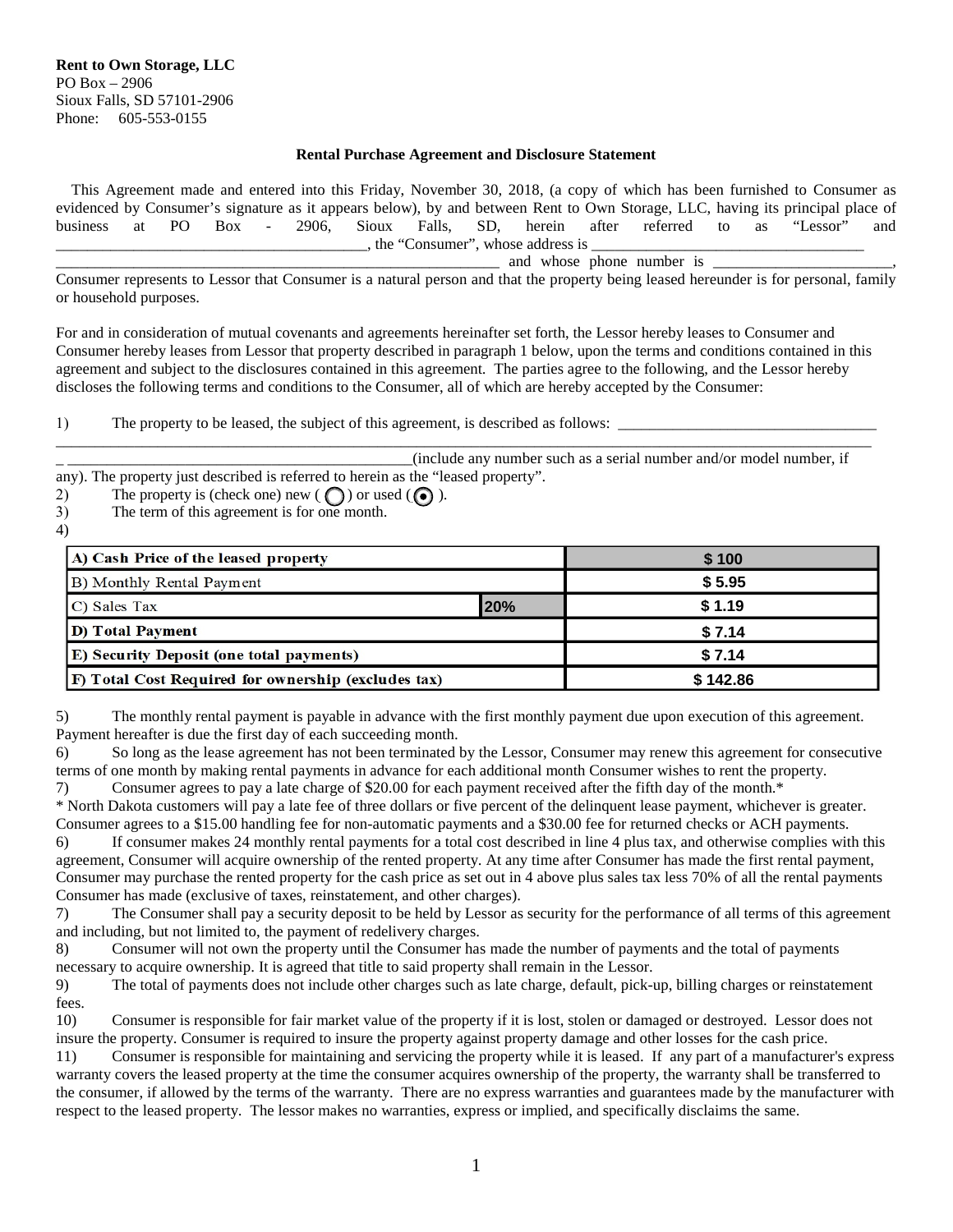**Rent to Own Storage, LLC**
PO Box – 2906
Sioux Falls, SD 57101-2906
Phone: 605-553-0155

### Rental Purchase Agreement and Disclosure Statement

This Agreement made and entered into this Friday, November 30, 2018, (a copy of which has been furnished to Consumer as evidenced by Consumer's signature as it appears below), by and between Rent to Own Storage, LLC, having its principal place of business at PO Box - 2906, Sioux Falls, SD, herein after referred to as "Lessor" and _______________________________________, the "Consumer", whose address is ____________________________________ ________________________________________________________ and whose phone number is _______________________, Consumer represents to Lessor that Consumer is a natural person and that the property being leased hereunder is for personal, family or household purposes.

For and in consideration of mutual covenants and agreements hereinafter set forth, the Lessor hereby leases to Consumer and Consumer hereby leases from Lessor that property described in paragraph 1 below, upon the terms and conditions contained in this agreement and subject to the disclosures contained in this agreement. The parties agree to the following, and the Lessor hereby discloses the following terms and conditions to the Consumer, all of which are hereby accepted by the Consumer:

1) The property to be leased, the subject of this agreement, is described as follows: __________________________________ ____________________________________________________________________________________________________________ _ _____________________________________________(include any number such as a serial number and/or model number, if any). The property just described is referred to herein as the "leased property".
2) The property is (check one) new ( ◯ ) or used ( ◉ ).
3) The term of this agreement is for one month.
4)

| | | |
|---|---|---|
| **A) Cash Price of the leased property** | | **$ 100** |
| B) Monthly Rental Payment | | **$ 5.95** |
| C) Sales Tax | **20%** | **$ 1.19** |
| **D) Total Payment** | | **$ 7.14** |
| **E) Security Deposit (one total payments)** | | **$ 7.14** |
| **F) Total Cost Required for ownership (excludes tax)** | | **$ 142.86** |

5) The monthly rental payment is payable in advance with the first monthly payment due upon execution of this agreement. Payment hereafter is due the first day of each succeeding month.
6) So long as the lease agreement has not been terminated by the Lessor, Consumer may renew this agreement for consecutive terms of one month by making rental payments in advance for each additional month Consumer wishes to rent the property.
7) Consumer agrees to pay a late charge of $20.00 for each payment received after the fifth day of the month.*
\* North Dakota customers will pay a late fee of three dollars or five percent of the delinquent lease payment, whichever is greater. Consumer agrees to a $15.00 handling fee for non-automatic payments and a $30.00 fee for returned checks or ACH payments.
6) If consumer makes 24 monthly rental payments for a total cost described in line 4 plus tax, and otherwise complies with this agreement, Consumer will acquire ownership of the rented property. At any time after Consumer has made the first rental payment, Consumer may purchase the rented property for the cash price as set out in 4 above plus sales tax less 70% of all the rental payments Consumer has made (exclusive of taxes, reinstatement, and other charges).
7) The Consumer shall pay a security deposit to be held by Lessor as security for the performance of all terms of this agreement and including, but not limited to, the payment of redelivery charges.
8) Consumer will not own the property until the Consumer has made the number of payments and the total of payments necessary to acquire ownership. It is agreed that title to said property shall remain in the Lessor.
9) The total of payments does not include other charges such as late charge, default, pick-up, billing charges or reinstatement fees.
10) Consumer is responsible for fair market value of the property if it is lost, stolen or damaged or destroyed. Lessor does not insure the property. Consumer is required to insure the property against property damage and other losses for the cash price.
11) Consumer is responsible for maintaining and servicing the property while it is leased. If any part of a manufacturer's express warranty covers the leased property at the time the consumer acquires ownership of the property, the warranty shall be transferred to the consumer, if allowed by the terms of the warranty. There are no express warranties and guarantees made by the manufacturer with respect to the leased property. The lessor makes no warranties, express or implied, and specifically disclaims the same.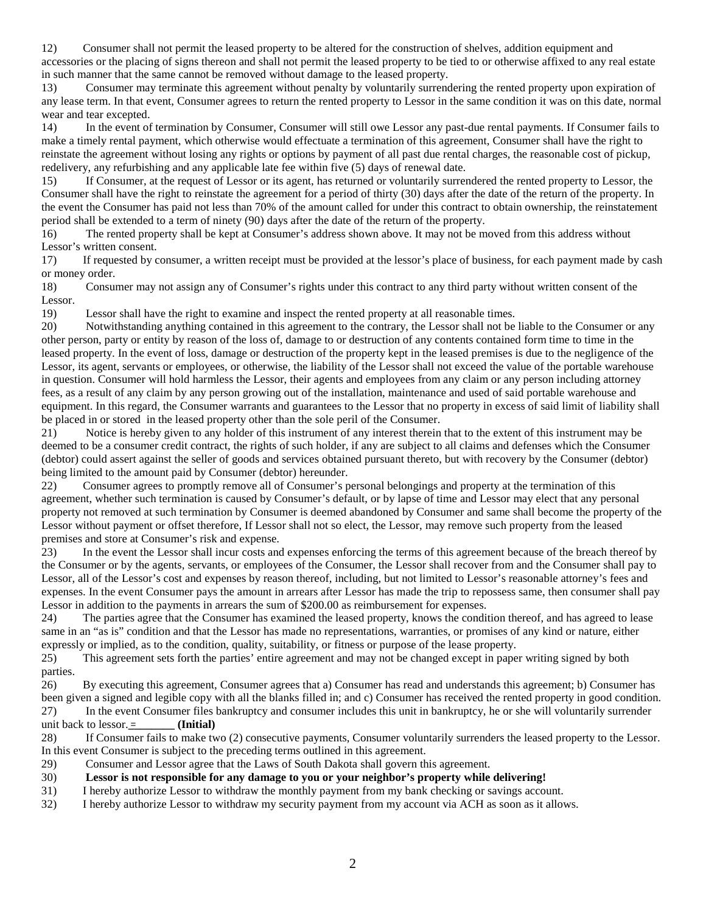12) Consumer shall not permit the leased property to be altered for the construction of shelves, addition equipment and accessories or the placing of signs thereon and shall not permit the leased property to be tied to or otherwise affixed to any real estate in such manner that the same cannot be removed without damage to the leased property.

13) Consumer may terminate this agreement without penalty by voluntarily surrendering the rented property upon expiration of any lease term. In that event, Consumer agrees to return the rented property to Lessor in the same condition it was on this date, normal wear and tear excepted.

14) In the event of termination by Consumer, Consumer will still owe Lessor any past-due rental payments. If Consumer fails to make a timely rental payment, which otherwise would effectuate a termination of this agreement, Consumer shall have the right to reinstate the agreement without losing any rights or options by payment of all past due rental charges, the reasonable cost of pickup, redelivery, any refurbishing and any applicable late fee within five (5) days of renewal date.

15) If Consumer, at the request of Lessor or its agent, has returned or voluntarily surrendered the rented property to Lessor, the Consumer shall have the right to reinstate the agreement for a period of thirty (30) days after the date of the return of the property. In the event the Consumer has paid not less than 70% of the amount called for under this contract to obtain ownership, the reinstatement period shall be extended to a term of ninety (90) days after the date of the return of the property.

16) The rented property shall be kept at Consumer's address shown above. It may not be moved from this address without Lessor's written consent.

17) If requested by consumer, a written receipt must be provided at the lessor's place of business, for each payment made by cash or money order.

18) Consumer may not assign any of Consumer's rights under this contract to any third party without written consent of the Lessor.

19) Lessor shall have the right to examine and inspect the rented property at all reasonable times.

20) Notwithstanding anything contained in this agreement to the contrary, the Lessor shall not be liable to the Consumer or any other person, party or entity by reason of the loss of, damage to or destruction of any contents contained form time to time in the leased property. In the event of loss, damage or destruction of the property kept in the leased premises is due to the negligence of the Lessor, its agent, servants or employees, or otherwise, the liability of the Lessor shall not exceed the value of the portable warehouse in question. Consumer will hold harmless the Lessor, their agents and employees from any claim or any person including attorney fees, as a result of any claim by any person growing out of the installation, maintenance and used of said portable warehouse and equipment. In this regard, the Consumer warrants and guarantees to the Lessor that no property in excess of said limit of liability shall be placed in or stored in the leased property other than the sole peril of the Consumer.

21) Notice is hereby given to any holder of this instrument of any interest therein that to the extent of this instrument may be deemed to be a consumer credit contract, the rights of such holder, if any are subject to all claims and defenses which the Consumer (debtor) could assert against the seller of goods and services obtained pursuant thereto, but with recovery by the Consumer (debtor) being limited to the amount paid by Consumer (debtor) hereunder.

22) Consumer agrees to promptly remove all of Consumer's personal belongings and property at the termination of this agreement, whether such termination is caused by Consumer's default, or by lapse of time and Lessor may elect that any personal property not removed at such termination by Consumer is deemed abandoned by Consumer and same shall become the property of the Lessor without payment or offset therefore, If Lessor shall not so elect, the Lessor, may remove such property from the leased premises and store at Consumer's risk and expense.

23) In the event the Lessor shall incur costs and expenses enforcing the terms of this agreement because of the breach thereof by the Consumer or by the agents, servants, or employees of the Consumer, the Lessor shall recover from and the Consumer shall pay to Lessor, all of the Lessor's cost and expenses by reason thereof, including, but not limited to Lessor's reasonable attorney's fees and expenses. In the event Consumer pays the amount in arrears after Lessor has made the trip to repossess same, then consumer shall pay Lessor in addition to the payments in arrears the sum of $200.00 as reimbursement for expenses.

24) The parties agree that the Consumer has examined the leased property, knows the condition thereof, and has agreed to lease same in an "as is" condition and that the Lessor has made no representations, warranties, or promises of any kind or nature, either expressly or implied, as to the condition, quality, suitability, or fitness or purpose of the lease property.

25) This agreement sets forth the parties' entire agreement and may not be changed except in paper writing signed by both parties.

26) By executing this agreement, Consumer agrees that a) Consumer has read and understands this agreement; b) Consumer has been given a signed and legible copy with all the blanks filled in; and c) Consumer has received the rented property in good condition.

27) In the event Consumer files bankruptcy and consumer includes this unit in bankruptcy, he or she will voluntarily surrender unit back to lessor. =_______ **(Initial)**

28) If Consumer fails to make two (2) consecutive payments, Consumer voluntarily surrenders the leased property to the Lessor. In this event Consumer is subject to the preceding terms outlined in this agreement.

29) Consumer and Lessor agree that the Laws of South Dakota shall govern this agreement.

30) **Lessor is not responsible for any damage to you or your neighbor's property while delivering!**

31) I hereby authorize Lessor to withdraw the monthly payment from my bank checking or savings account.

32) I hereby authorize Lessor to withdraw my security payment from my account via ACH as soon as it allows.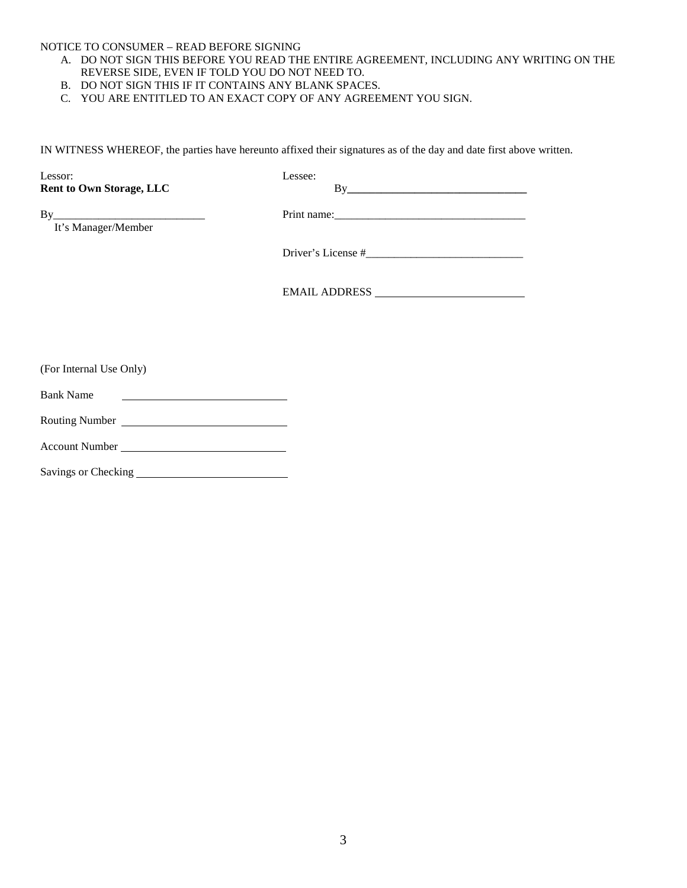NOTICE TO CONSUMER – READ BEFORE SIGNING

A. DO NOT SIGN THIS BEFORE YOU READ THE ENTIRE AGREEMENT, INCLUDING ANY WRITING ON THE REVERSE SIDE, EVEN IF TOLD YOU DO NOT NEED TO.
B. DO NOT SIGN THIS IF IT CONTAINS ANY BLANK SPACES.
C. YOU ARE ENTITLED TO AN EXACT COPY OF ANY AGREEMENT YOU SIGN.

IN WITNESS WHEREOF, the parties have hereunto affixed their signatures as of the day and date first above written.

Lessor:
**Rent to Own Storage, LLC**

By___________________________
It's Manager/Member

Lessee:
By________________________________

Print name:__________________________________

Driver's License #____________________________

EMAIL ADDRESS ___________________________

(For Internal Use Only)

Bank Name ____________________________

Routing Number ____________________________

Account Number ____________________________

Savings or Checking ___________________________